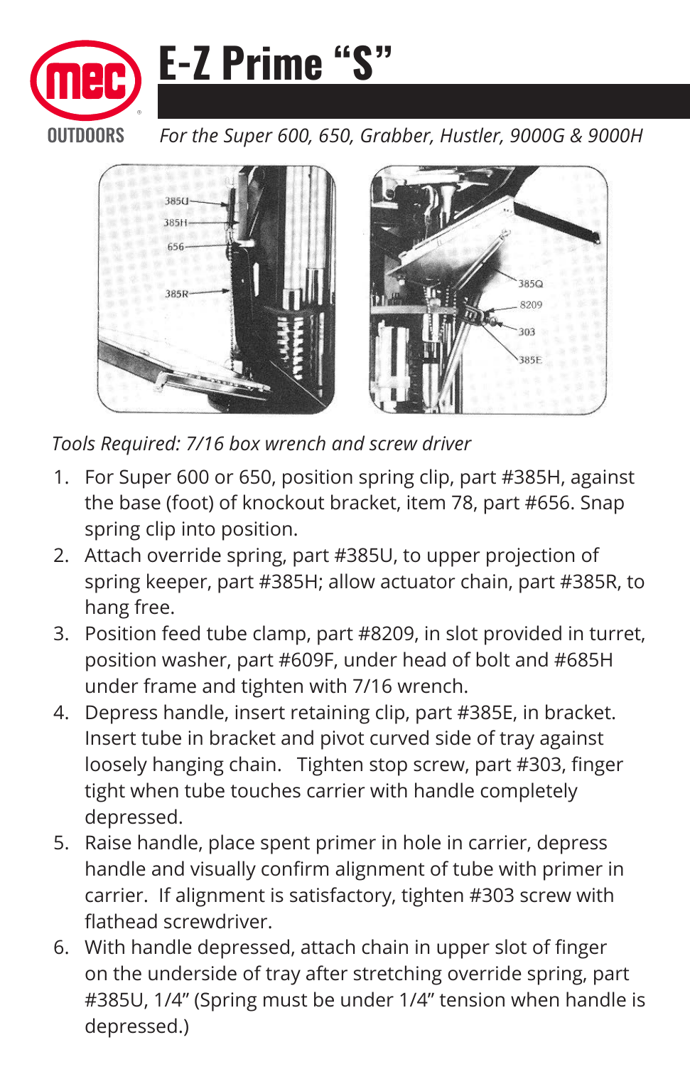# E-Z Prime "S"

*For the Super 600, 650, Grabber, Hustler, 9000G & 9000H*

*Tools Required: 7/16 box wrench and screw driver*

1. For Super 600 or 650, position spring clip, part #385H, against the base (foot) of knockout bracket, item 78, part #656. Snap spring clip into position.
2. Attach override spring, part #385U, to upper projection of spring keeper, part #385H; allow actuator chain, part #385R, to hang free.
3. Position feed tube clamp, part #8209, in slot provided in turret, position washer, part #609F, under head of bolt and #685H under frame and tighten with 7/16 wrench.
4. Depress handle, insert retaining clip, part #385E, in bracket. Insert tube in bracket and pivot curved side of tray against loosely hanging chain. Tighten stop screw, part #303, finger tight when tube touches carrier with handle completely depressed.
5. Raise handle, place spent primer in hole in carrier, depress handle and visually confirm alignment of tube with primer in carrier. If alignment is satisfactory, tighten #303 screw with flathead screwdriver.
6. With handle depressed, attach chain in upper slot of finger on the underside of tray after stretching override spring, part #385U, 1/4" (Spring must be under 1/4" tension when handle is depressed.)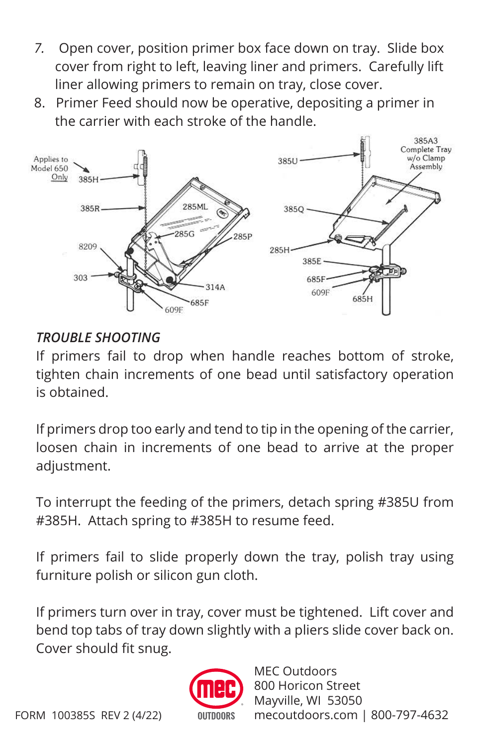7. Open cover, position primer box face down on tray. Slide box cover from right to left, leaving liner and primers. Carefully lift liner allowing primers to remain on tray, close cover.
8. Primer Feed should now be operative, depositing a primer in the carrier with each stroke of the handle.

Applies to Model 650 Only

385H

385R

285ML

285G

285P

8209

303

314A

685F

609F

385U

385A3 Complete Tray w/o Clamp Assembly

385Q

285H

385E

685F

609F

685H

*TROUBLE SHOOTING*

If primers fail to drop when handle reaches bottom of stroke, tighten chain increments of one bead until satisfactory operation is obtained.

If primers drop too early and tend to tip in the opening of the carrier, loosen chain in increments of one bead to arrive at the proper adjustment.

To interrupt the feeding of the primers, detach spring #385U from #385H. Attach spring to #385H to resume feed.

If primers fail to slide properly down the tray, polish tray using furniture polish or silicon gun cloth.

If primers turn over in tray, cover must be tightened. Lift cover and bend top tabs of tray down slightly with a pliers slide cover back on. Cover should fit snug.

FORM 100385S REV 2 (4/22)

MEC Outdoors
800 Horicon Street
Mayville, WI 53050
mecoutdoors.com | 800-797-4632